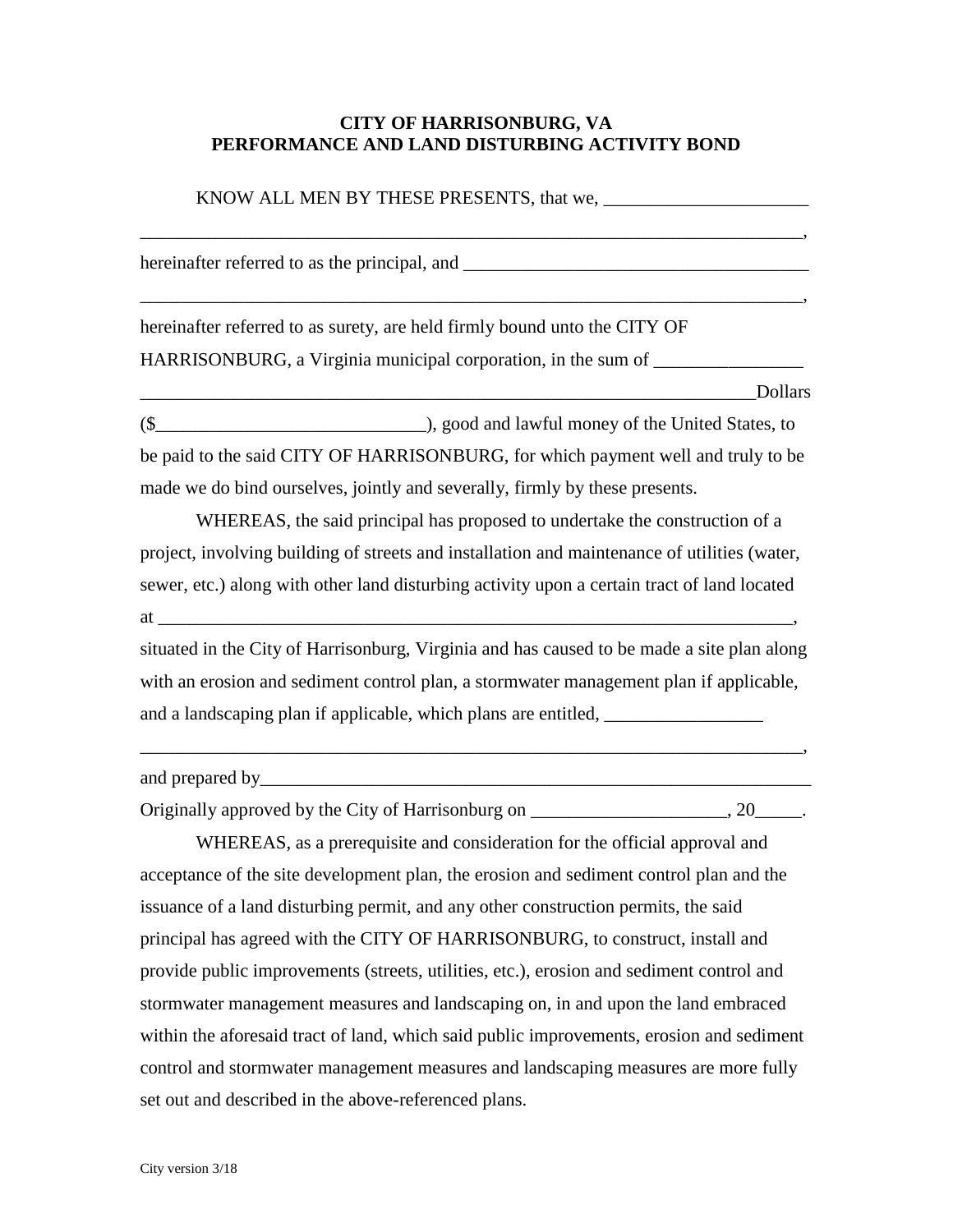**CITY OF HARRISONBURG, VA**
**PERFORMANCE AND LAND DISTURBING ACTIVITY BOND**

KNOW ALL MEN BY THESE PRESENTS, that we, ______________________ ___________________________________________________________________________, hereinafter referred to as the principal, and ______________________________________ ___________________________________________________________________________, hereinafter referred to as surety, are held firmly bound unto the CITY OF HARRISONBURG, a Virginia municipal corporation, in the sum of ________________ ____________________________________________________________________Dollars ($____________________________), good and lawful money of the United States, to be paid to the said CITY OF HARRISONBURG, for which payment well and truly to be made we do bind ourselves, jointly and severally, firmly by these presents.

WHEREAS, the said principal has proposed to undertake the construction of a project, involving building of streets and installation and maintenance of utilities (water, sewer, etc.) along with other land disturbing activity upon a certain tract of land located at _______________________________________________________________________, situated in the City of Harrisonburg, Virginia and has caused to be made a site plan along with an erosion and sediment control plan, a stormwater management plan if applicable, and a landscaping plan if applicable, which plans are entitled, _________________ ___________________________________________________________________________, and prepared by_______________________________________________________________ Originally approved by the City of Harrisonburg on _____________________, 20_____.

WHEREAS, as a prerequisite and consideration for the official approval and acceptance of the site development plan, the erosion and sediment control plan and the issuance of a land disturbing permit, and any other construction permits, the said principal has agreed with the CITY OF HARRISONBURG, to construct, install and provide public improvements (streets, utilities, etc.), erosion and sediment control and stormwater management measures and landscaping on, in and upon the land embraced within the aforesaid tract of land, which said public improvements, erosion and sediment control and stormwater management measures and landscaping measures are more fully set out and described in the above-referenced plans.

City version 3/18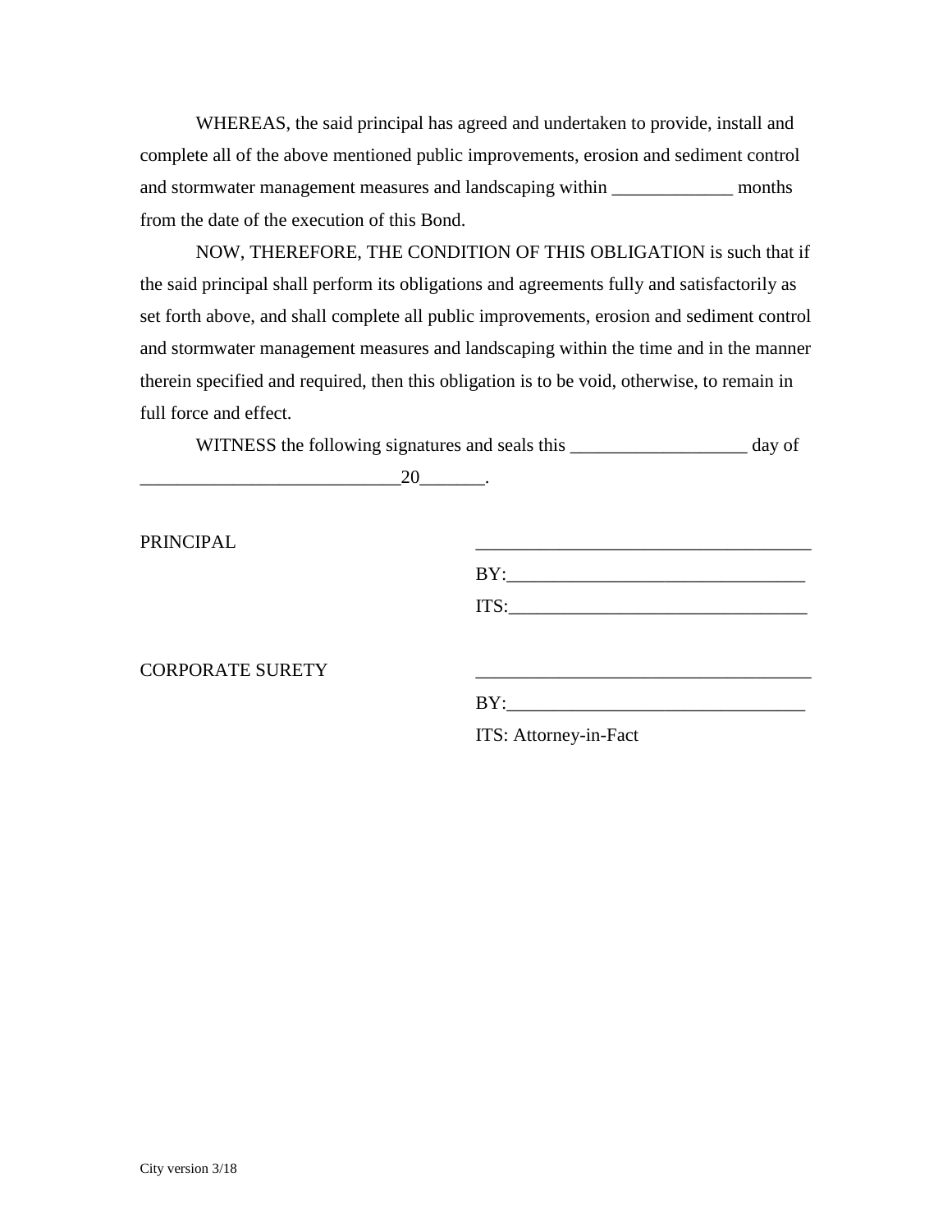WHEREAS, the said principal has agreed and undertaken to provide, install and complete all of the above mentioned public improvements, erosion and sediment control and stormwater management measures and landscaping within _____________ months from the date of the execution of this Bond.

NOW, THEREFORE, THE CONDITION OF THIS OBLIGATION is such that if the said principal shall perform its obligations and agreements fully and satisfactorily as set forth above, and shall complete all public improvements, erosion and sediment control and stormwater management measures and landscaping within the time and in the manner therein specified and required, then this obligation is to be void, otherwise, to remain in full force and effect.

WITNESS the following signatures and seals this ___________________ day of ____________________________20_______.

PRINCIPAL ____________________________________

BY:________________________________

ITS:________________________________

CORPORATE SURETY ____________________________________

BY:________________________________

ITS: Attorney-in-Fact

City version 3/18